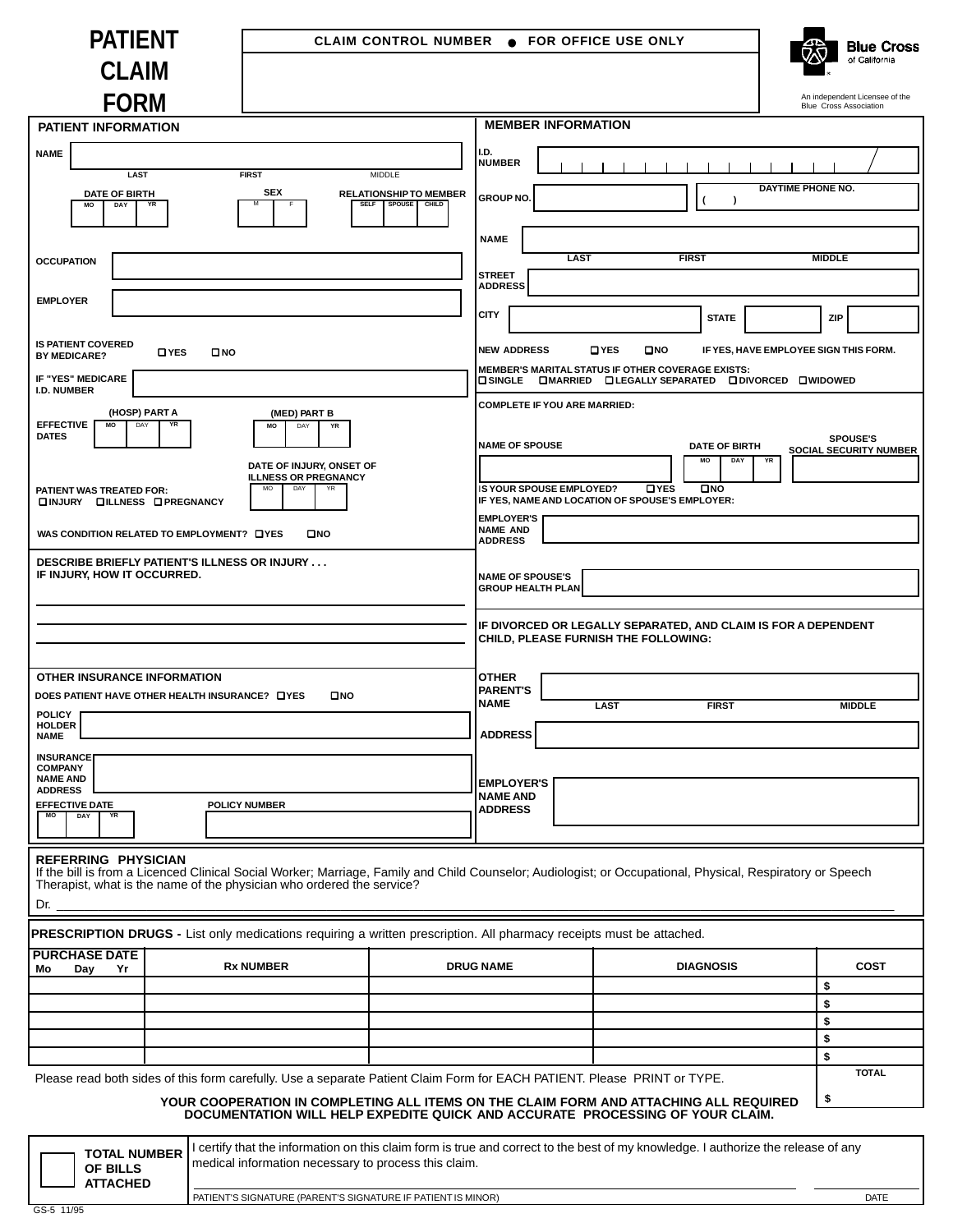# PATIENT CLAIM FORM

**CLAIM CONTROL NUMBER ● FOR OFFICE USE ONLY**

Blue Cross of California

An independent Licensee of the Blue Cross Association

## PATIENT INFORMATION

NAME ______________________
LAST FIRST MIDDLE

DATE OF BIRTH: MO | DAY | YR

SEX: M | F

RELATIONSHIP TO MEMBER: SELF | SPOUSE | CHILD

OCCUPATION ______________________

EMPLOYER ______________________

IS PATIENT COVERED BY MEDICARE? ☐ YES ☐ NO

IF "YES" MEDICARE I.D. NUMBER ______________________

EFFECTIVE DATES: (HOSP) PART A: MO | DAY | YR — (MED) PART B: MO | DAY | YR

PATIENT WAS TREATED FOR: ☐ INJURY ☐ ILLNESS ☐ PREGNANCY

DATE OF INJURY, ONSET OF ILLNESS OR PREGNANCY: MO | DAY | YR

WAS CONDITION RELATED TO EMPLOYMENT? ☐ YES ☐ NO

DESCRIBE BRIEFLY PATIENT'S ILLNESS OR INJURY . . . IF INJURY, HOW IT OCCURRED.

______________________

## OTHER INSURANCE INFORMATION

DOES PATIENT HAVE OTHER HEALTH INSURANCE? ☐ YES ☐ NO

POLICY HOLDER NAME ______________________

INSURANCE COMPANY NAME AND ADDRESS ______________________

EFFECTIVE DATE: MO | DAY | YR

POLICY NUMBER ______________________

## MEMBER INFORMATION

I.D. NUMBER ______________________

GROUP NO. ______________________

DAYTIME PHONE NO. (    )

NAME ______________________
LAST FIRST MIDDLE

STREET ADDRESS ______________________

CITY ______________ STATE ______ ZIP ______

NEW ADDRESS ☐ YES ☐ NO IF YES, HAVE EMPLOYEE SIGN THIS FORM.

MEMBER'S MARITAL STATUS IF OTHER COVERAGE EXISTS:
☐ SINGLE ☐ MARRIED ☐ LEGALLY SEPARATED ☐ DIVORCED ☐ WIDOWED

COMPLETE IF YOU ARE MARRIED:

NAME OF SPOUSE ______________________

DATE OF BIRTH: MO | DAY | YR

SPOUSE'S SOCIAL SECURITY NUMBER ______________________

IS YOUR SPOUSE EMPLOYED? ☐ YES ☐ NO
IF YES, NAME AND LOCATION OF SPOUSE'S EMPLOYER:

EMPLOYER'S NAME AND ADDRESS ______________________

NAME OF SPOUSE'S GROUP HEALTH PLAN ______________________

IF DIVORCED OR LEGALLY SEPARATED, AND CLAIM IS FOR A DEPENDENT CHILD, PLEASE FURNISH THE FOLLOWING:

OTHER PARENT'S NAME ______________________
LAST FIRST MIDDLE

ADDRESS ______________________

EMPLOYER'S NAME AND ADDRESS ______________________

## REFERRING PHYSICIAN

If the bill is from a Licenced Clinical Social Worker; Marriage, Family and Child Counselor; Audiologist; or Occupational, Physical, Respiratory or Speech Therapist, what is the name of the physician who ordered the service?

Dr. ______________________

## PRESCRIPTION DRUGS - List only medications requiring a written prescription. All pharmacy receipts must be attached.

| PURCHASE DATE Mo Day Yr | Rx NUMBER | DRUG NAME | DIAGNOSIS | COST |
|---|---|---|---|---|
| | | | | $ |
| | | | | $ |
| | | | | $ |
| | | | | $ |
| | | | | $ |
| | | | | TOTAL $ |

Please read both sides of this form carefully. Use a separate Patient Claim Form for EACH PATIENT. Please PRINT or TYPE.

**YOUR COOPERATION IN COMPLETING ALL ITEMS ON THE CLAIM FORM AND ATTACHING ALL REQUIRED DOCUMENTATION WILL HELP EXPEDITE QUICK AND ACCURATE PROCESSING OF YOUR CLAIM.**

☐ TOTAL NUMBER OF BILLS ATTACHED

I certify that the information on this claim form is true and correct to the best of my knowledge. I authorize the release of any medical information necessary to process this claim.

______________________ PATIENT'S SIGNATURE (PARENT'S SIGNATURE IF PATIENT IS MINOR) ______ DATE

GS-5 11/95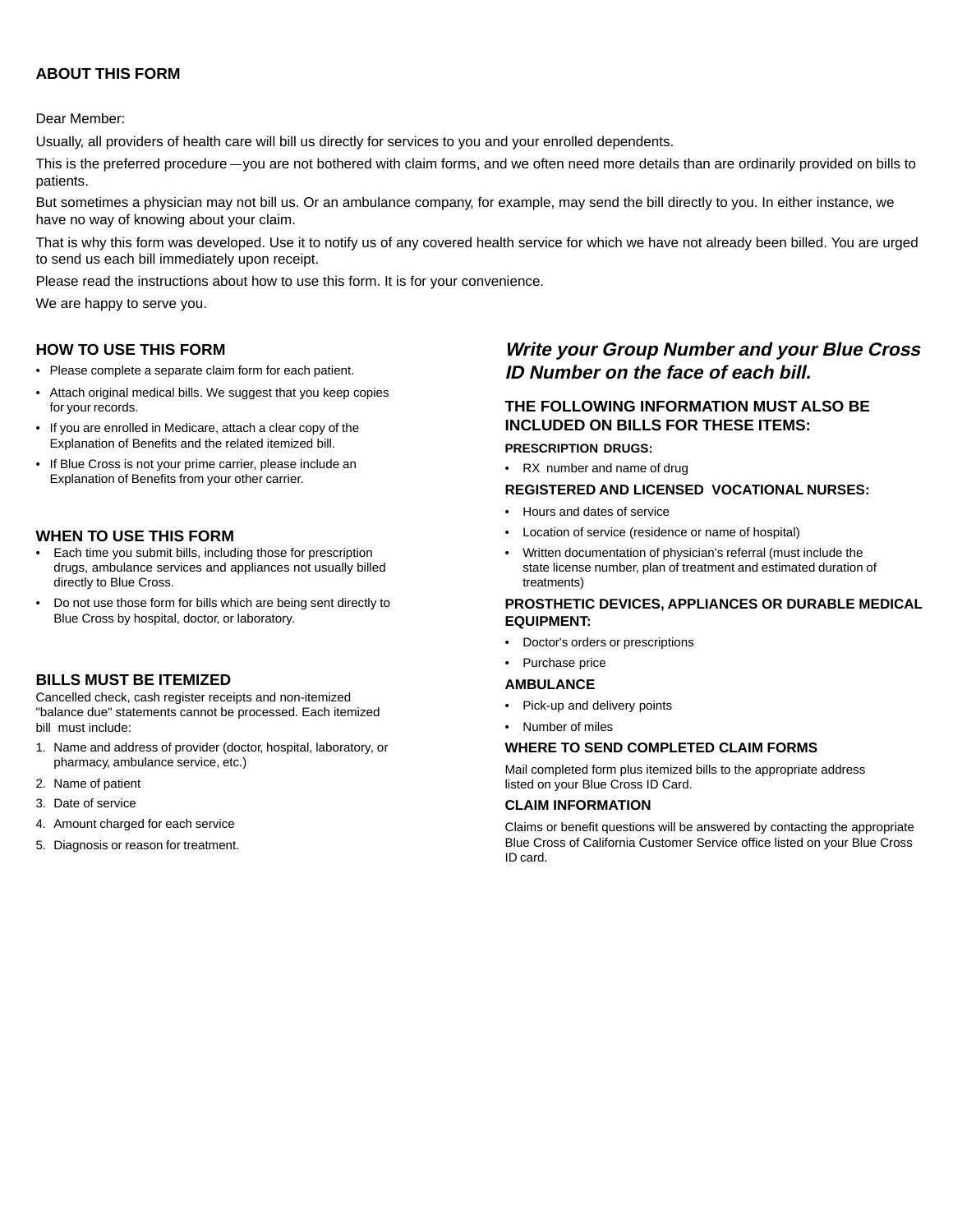## ABOUT THIS FORM

Dear Member:

Usually, all providers of health care will bill us directly for services to you and your enrolled dependents.

This is the preferred procedure—you are not bothered with claim forms, and we often need more details than are ordinarily provided on bills to patients.

But sometimes a physician may not bill us. Or an ambulance company, for example, may send the bill directly to you. In either instance, we have no way of knowing about your claim.

That is why this form was developed. Use it to notify us of any covered health service for which we have not already been billed. You are urged to send us each bill immediately upon receipt.

Please read the instructions about how to use this form. It is for your convenience.

We are happy to serve you.

## HOW TO USE THIS FORM

- Please complete a separate claim form for each patient.
- Attach original medical bills. We suggest that you keep copies for your records.
- If you are enrolled in Medicare, attach a clear copy of the Explanation of Benefits and the related itemized bill.
- If Blue Cross is not your prime carrier, please include an Explanation of Benefits from your other carrier.

## WHEN TO USE THIS FORM

- Each time you submit bills, including those for prescription drugs, ambulance services and appliances not usually billed directly to Blue Cross.
- Do not use those form for bills which are being sent directly to Blue Cross by hospital, doctor, or laboratory.

## BILLS MUST BE ITEMIZED

Cancelled check, cash register receipts and non-itemized "balance due" statements cannot be processed. Each itemized bill must include:

1. Name and address of provider (doctor, hospital, laboratory, or pharmacy, ambulance service, etc.)
2. Name of patient
3. Date of service
4. Amount charged for each service
5. Diagnosis or reason for treatment.

***Write your Group Number and your Blue Cross ID Number on the face of each bill.***

## THE FOLLOWING INFORMATION MUST ALSO BE INCLUDED ON BILLS FOR THESE ITEMS:

**PRESCRIPTION DRUGS:**

- RX number and name of drug

**REGISTERED AND LICENSED VOCATIONAL NURSES:**

- Hours and dates of service
- Location of service (residence or name of hospital)
- Written documentation of physician's referral (must include the state license number, plan of treatment and estimated duration of treatments)

**PROSTHETIC DEVICES, APPLIANCES OR DURABLE MEDICAL EQUIPMENT:**

- Doctor's orders or prescriptions
- Purchase price

**AMBULANCE**

- Pick-up and delivery points
- Number of miles

**WHERE TO SEND COMPLETED CLAIM FORMS**

Mail completed form plus itemized bills to the appropriate address listed on your Blue Cross ID Card.

**CLAIM INFORMATION**

Claims or benefit questions will be answered by contacting the appropriate Blue Cross of California Customer Service office listed on your Blue Cross ID card.